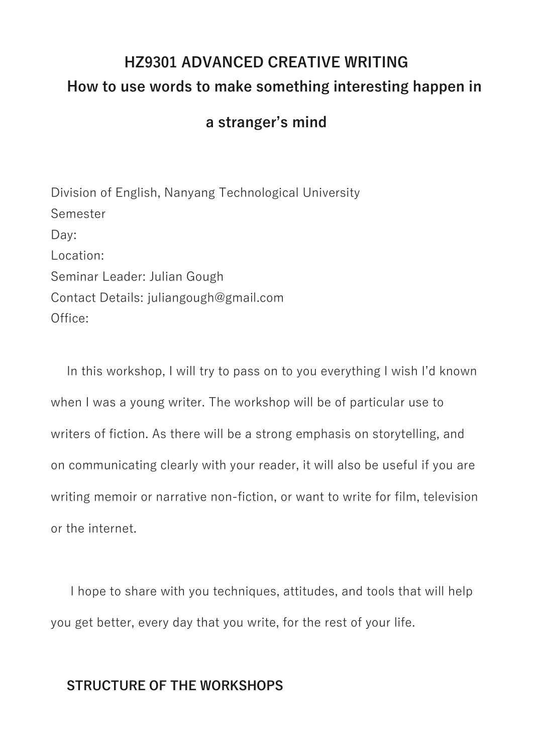# HZ9301 ADVANCED CREATIVE WRITING

## How to use words to make something interesting happen in a stranger's mind

Division of English, Nanyang Technological University
Semester
Day:
Location:
Seminar Leader: Julian Gough
Contact Details: juliangough@gmail.com
Office:

In this workshop, I will try to pass on to you everything I wish I'd known when I was a young writer. The workshop will be of particular use to writers of fiction. As there will be a strong emphasis on storytelling, and on communicating clearly with your reader, it will also be useful if you are writing memoir or narrative non-fiction, or want to write for film, television or the internet.

I hope to share with you techniques, attitudes, and tools that will help you get better, every day that you write, for the rest of your life.

### STRUCTURE OF THE WORKSHOPS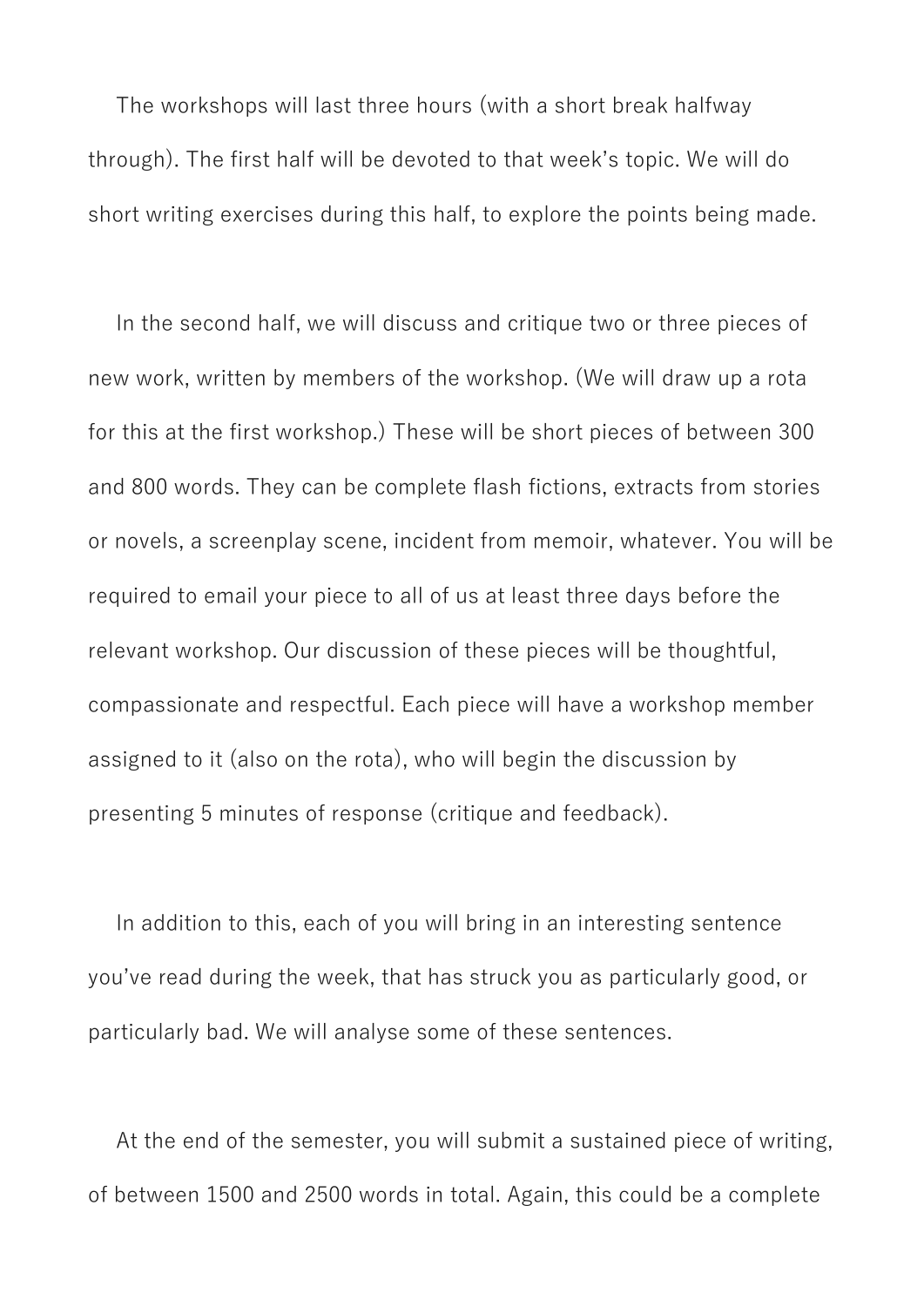The workshops will last three hours (with a short break halfway through). The first half will be devoted to that week's topic. We will do short writing exercises during this half, to explore the points being made.

In the second half, we will discuss and critique two or three pieces of new work, written by members of the workshop. (We will draw up a rota for this at the first workshop.) These will be short pieces of between 300 and 800 words. They can be complete flash fictions, extracts from stories or novels, a screenplay scene, incident from memoir, whatever. You will be required to email your piece to all of us at least three days before the relevant workshop. Our discussion of these pieces will be thoughtful, compassionate and respectful. Each piece will have a workshop member assigned to it (also on the rota), who will begin the discussion by presenting 5 minutes of response (critique and feedback).

In addition to this, each of you will bring in an interesting sentence you've read during the week, that has struck you as particularly good, or particularly bad. We will analyse some of these sentences.

At the end of the semester, you will submit a sustained piece of writing, of between 1500 and 2500 words in total. Again, this could be a complete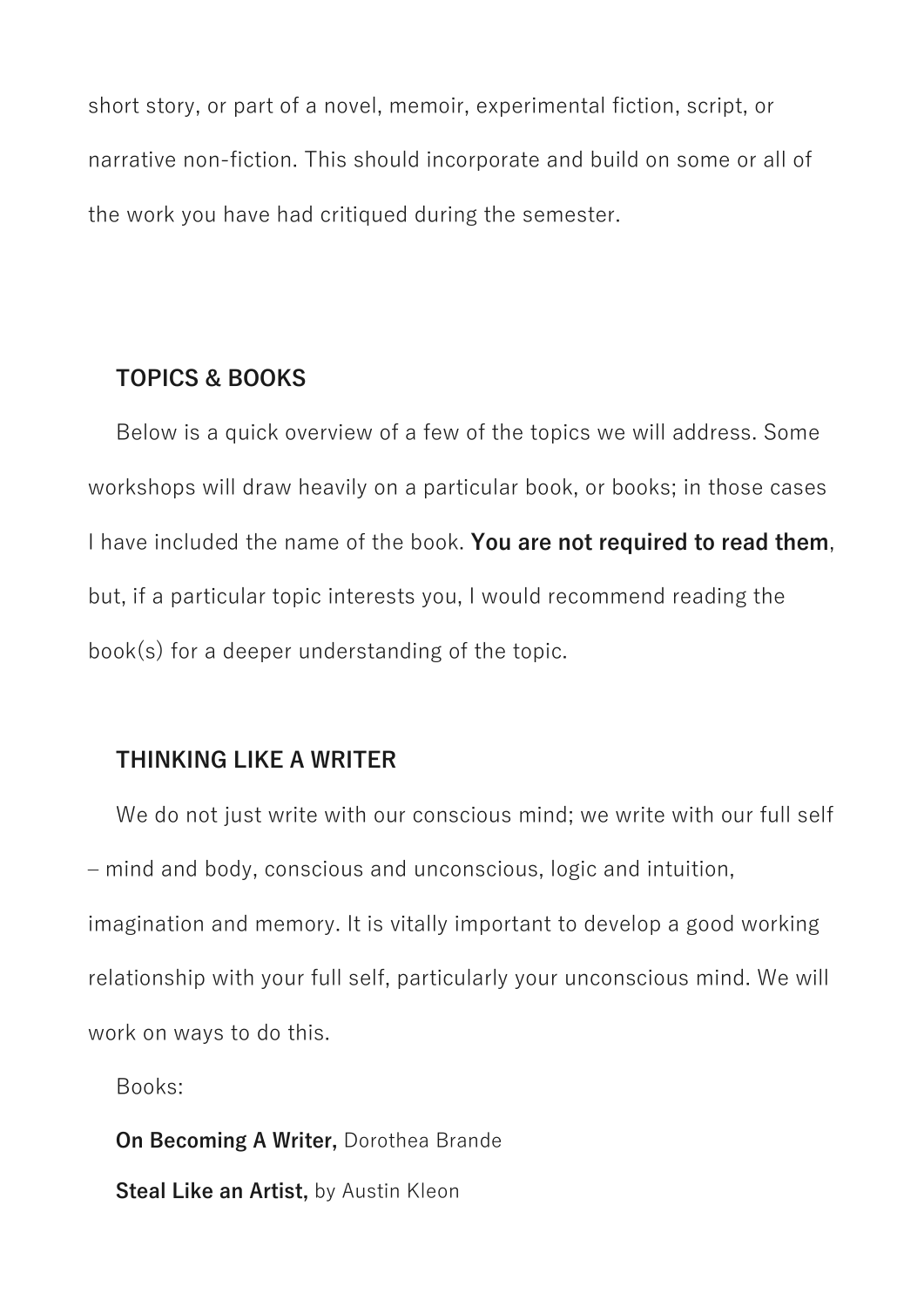short story, or part of a novel, memoir, experimental fiction, script, or narrative non-fiction. This should incorporate and build on some or all of the work you have had critiqued during the semester.

## TOPICS & BOOKS

Below is a quick overview of a few of the topics we will address. Some workshops will draw heavily on a particular book, or books; in those cases I have included the name of the book. **You are not required to read them**, but, if a particular topic interests you, I would recommend reading the book(s) for a deeper understanding of the topic.

## THINKING LIKE A WRITER

We do not just write with our conscious mind; we write with our full self – mind and body, conscious and unconscious, logic and intuition, imagination and memory. It is vitally important to develop a good working relationship with your full self, particularly your unconscious mind. We will work on ways to do this.

Books:

**On Becoming A Writer,** Dorothea Brande

**Steal Like an Artist,** by Austin Kleon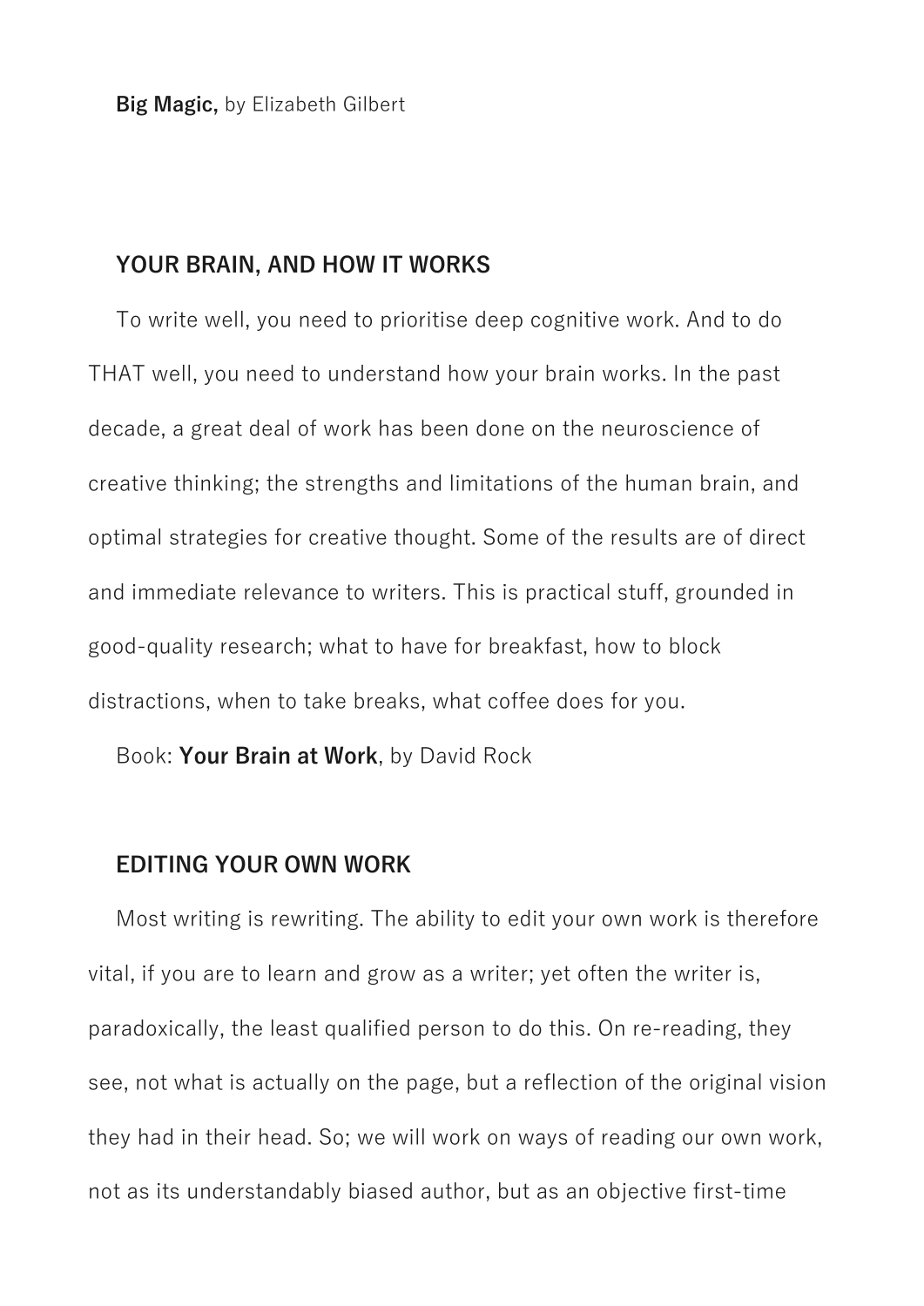**Big Magic,** by Elizabeth Gilbert

## YOUR BRAIN, AND HOW IT WORKS

To write well, you need to prioritise deep cognitive work. And to do THAT well, you need to understand how your brain works. In the past decade, a great deal of work has been done on the neuroscience of creative thinking; the strengths and limitations of the human brain, and optimal strategies for creative thought. Some of the results are of direct and immediate relevance to writers. This is practical stuff, grounded in good-quality research; what to have for breakfast, how to block distractions, when to take breaks, what coffee does for you.

Book: **Your Brain at Work**, by David Rock

## EDITING YOUR OWN WORK

Most writing is rewriting. The ability to edit your own work is therefore vital, if you are to learn and grow as a writer; yet often the writer is, paradoxically, the least qualified person to do this. On re-reading, they see, not what is actually on the page, but a reflection of the original vision they had in their head. So; we will work on ways of reading our own work, not as its understandably biased author, but as an objective first-time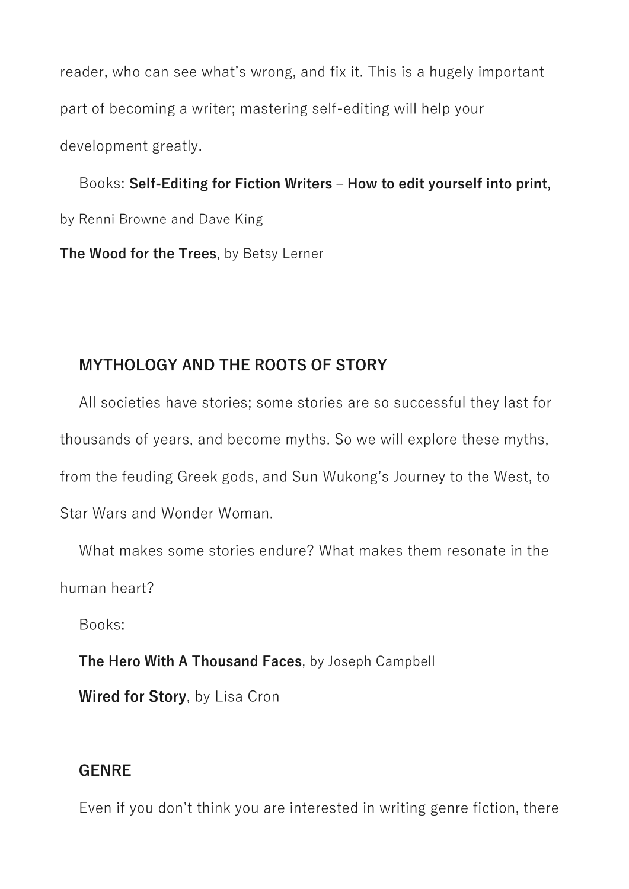reader, who can see what's wrong, and fix it. This is a hugely important part of becoming a writer; mastering self-editing will help your development greatly.

Books: **Self-Editing for Fiction Writers – How to edit yourself into print,** by Renni Browne and Dave King

**The Wood for the Trees**, by Betsy Lerner

## MYTHOLOGY AND THE ROOTS OF STORY

All societies have stories; some stories are so successful they last for thousands of years, and become myths. So we will explore these myths, from the feuding Greek gods, and Sun Wukong's Journey to the West, to Star Wars and Wonder Woman.

What makes some stories endure? What makes them resonate in the human heart?

Books:

**The Hero With A Thousand Faces**, by Joseph Campbell

**Wired for Story**, by Lisa Cron

## GENRE

Even if you don't think you are interested in writing genre fiction, there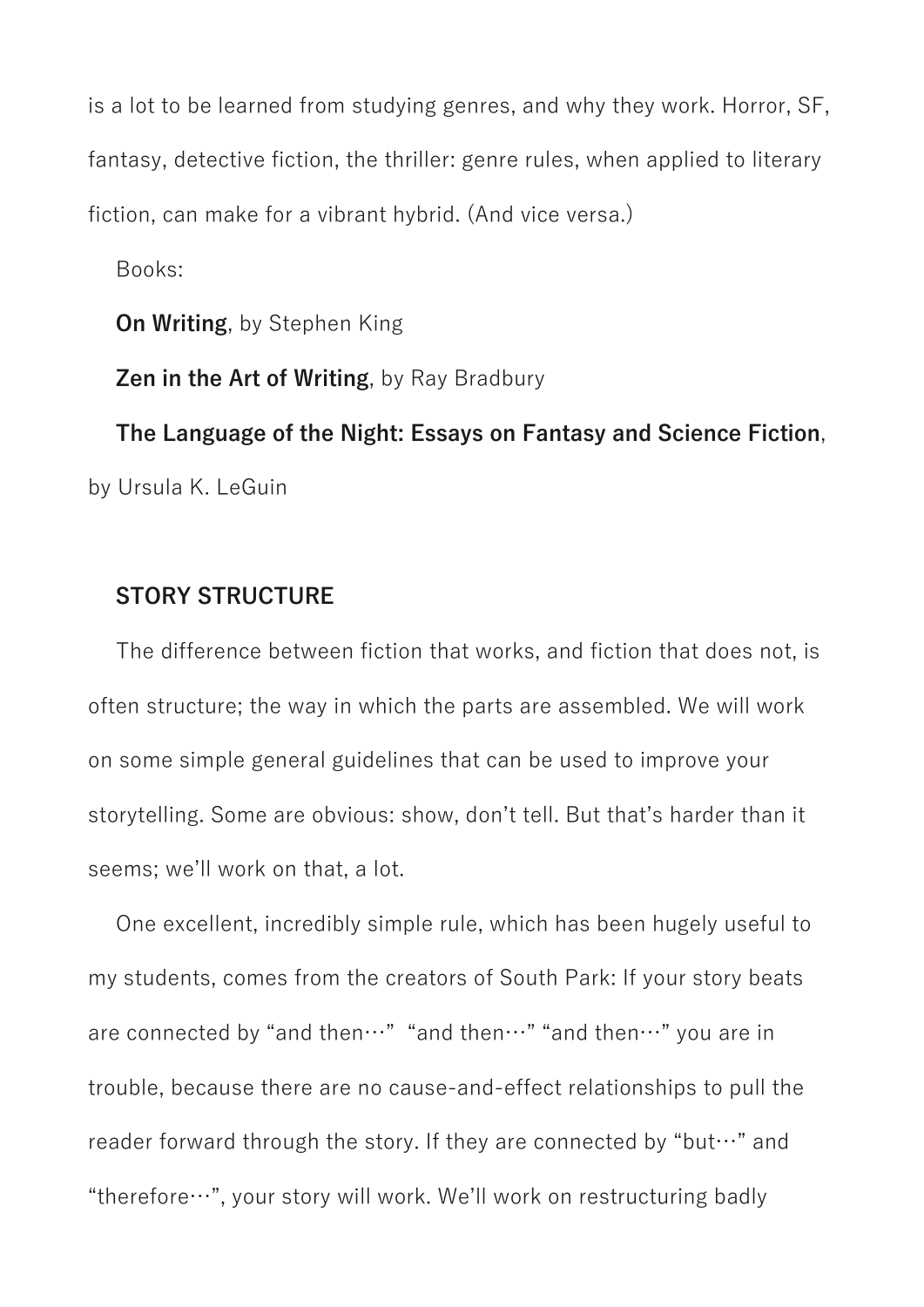is a lot to be learned from studying genres, and why they work. Horror, SF, fantasy, detective fiction, the thriller: genre rules, when applied to literary fiction, can make for a vibrant hybrid. (And vice versa.)

Books:

**On Writing**, by Stephen King

**Zen in the Art of Writing**, by Ray Bradbury

**The Language of the Night: Essays on Fantasy and Science Fiction**, by Ursula K. LeGuin

## STORY STRUCTURE

The difference between fiction that works, and fiction that does not, is often structure; the way in which the parts are assembled. We will work on some simple general guidelines that can be used to improve your storytelling. Some are obvious: show, don't tell. But that's harder than it seems; we'll work on that, a lot.

One excellent, incredibly simple rule, which has been hugely useful to my students, comes from the creators of South Park: If your story beats are connected by "and then…" "and then…" "and then…" you are in trouble, because there are no cause-and-effect relationships to pull the reader forward through the story. If they are connected by "but…" and "therefore…", your story will work. We'll work on restructuring badly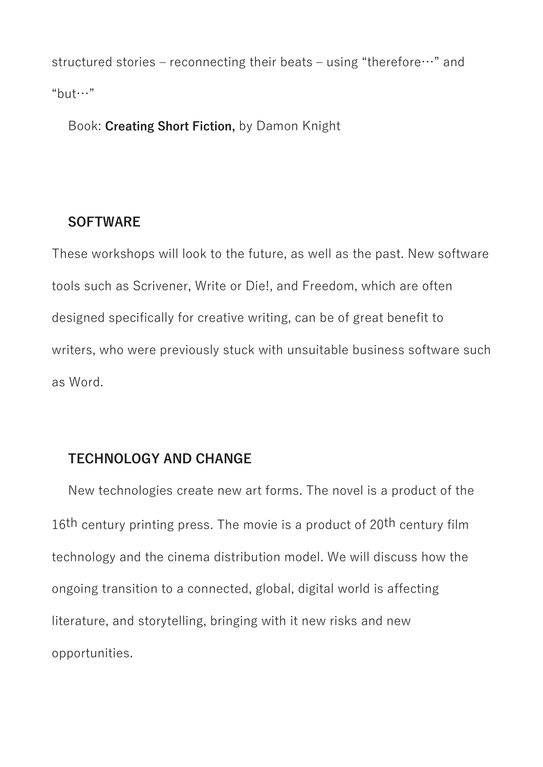structured stories – reconnecting their beats – using “therefore…” and “but…”

Book: **Creating Short Fiction,** by Damon Knight

## SOFTWARE

These workshops will look to the future, as well as the past. New software tools such as Scrivener, Write or Die!, and Freedom, which are often designed specifically for creative writing, can be of great benefit to writers, who were previously stuck with unsuitable business software such as Word.

## TECHNOLOGY AND CHANGE

New technologies create new art forms. The novel is a product of the 16th century printing press. The movie is a product of 20th century film technology and the cinema distribution model. We will discuss how the ongoing transition to a connected, global, digital world is affecting literature, and storytelling, bringing with it new risks and new opportunities.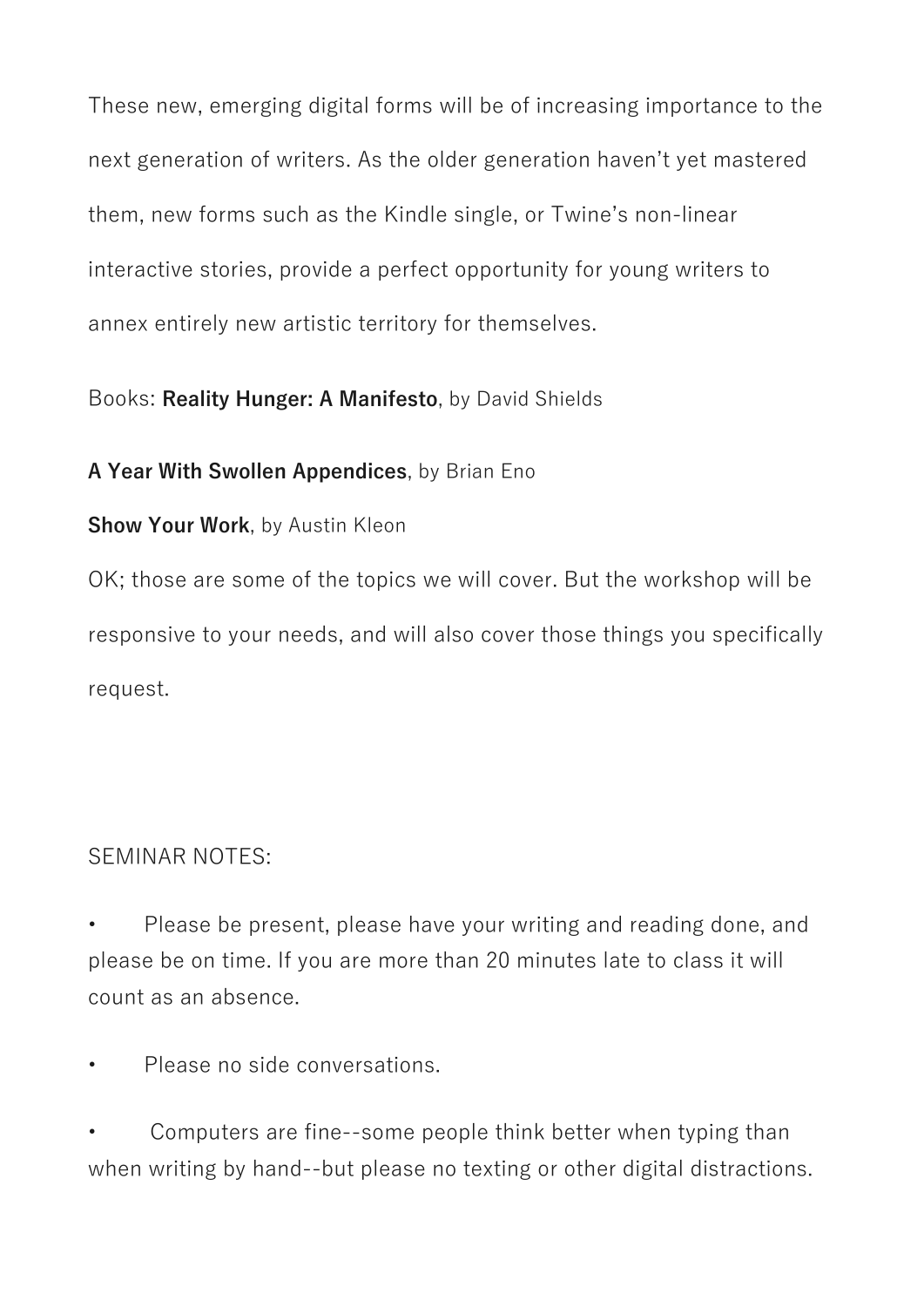These new, emerging digital forms will be of increasing importance to the next generation of writers. As the older generation haven't yet mastered them, new forms such as the Kindle single, or Twine's non-linear interactive stories, provide a perfect opportunity for young writers to annex entirely new artistic territory for themselves.

Books: **Reality Hunger: A Manifesto**, by David Shields

**A Year With Swollen Appendices**, by Brian Eno

**Show Your Work**, by Austin Kleon

OK; those are some of the topics we will cover. But the workshop will be responsive to your needs, and will also cover those things you specifically request.

SEMINAR NOTES:

- Please be present, please have your writing and reading done, and please be on time. If you are more than 20 minutes late to class it will count as an absence.
- Please no side conversations.
- Computers are fine--some people think better when typing than when writing by hand--but please no texting or other digital distractions.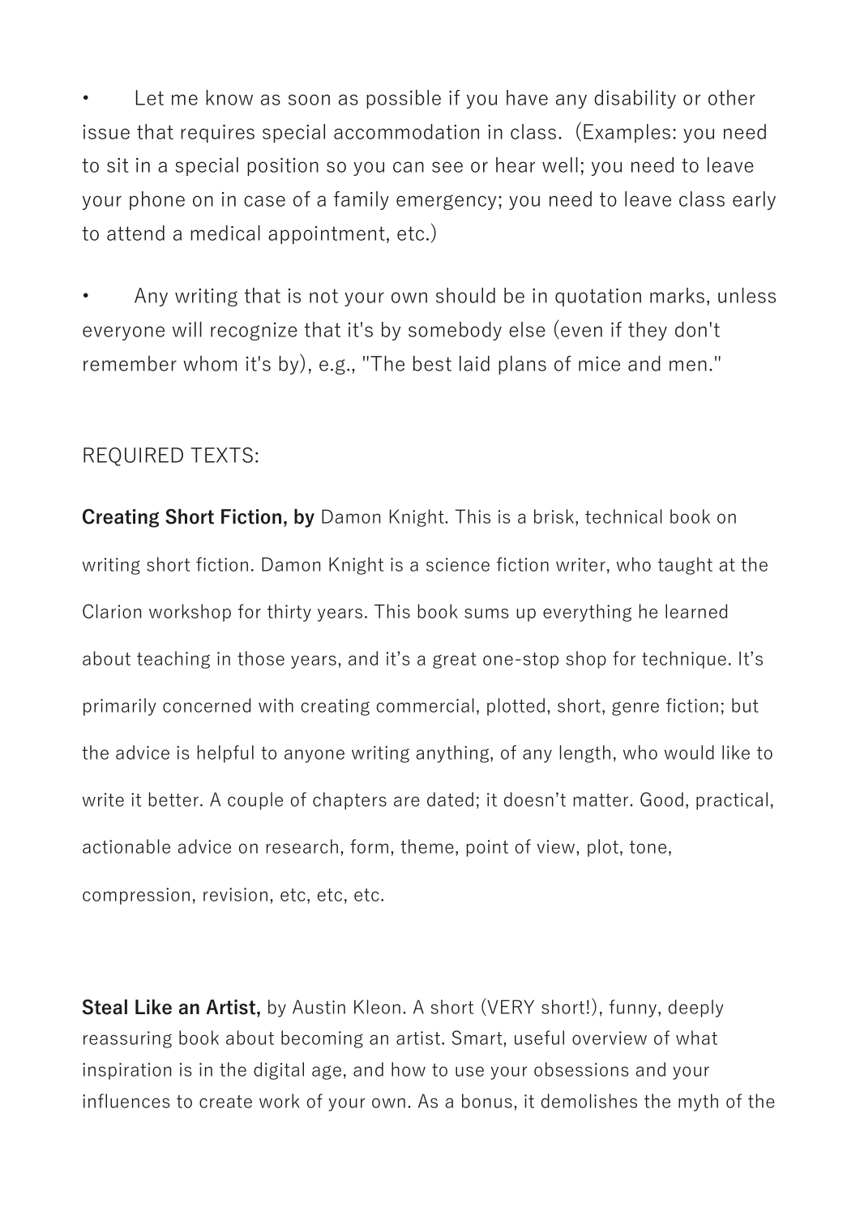- Let me know as soon as possible if you have any disability or other issue that requires special accommodation in class. (Examples: you need to sit in a special position so you can see or hear well; you need to leave your phone on in case of a family emergency; you need to leave class early to attend a medical appointment, etc.)

- Any writing that is not your own should be in quotation marks, unless everyone will recognize that it's by somebody else (even if they don't remember whom it's by), e.g., "The best laid plans of mice and men."

REQUIRED TEXTS:

**Creating Short Fiction, by** Damon Knight. This is a brisk, technical book on writing short fiction. Damon Knight is a science fiction writer, who taught at the Clarion workshop for thirty years. This book sums up everything he learned about teaching in those years, and it's a great one-stop shop for technique. It's primarily concerned with creating commercial, plotted, short, genre fiction; but the advice is helpful to anyone writing anything, of any length, who would like to write it better. A couple of chapters are dated; it doesn't matter. Good, practical, actionable advice on research, form, theme, point of view, plot, tone, compression, revision, etc, etc, etc.

**Steal Like an Artist,** by Austin Kleon. A short (VERY short!), funny, deeply reassuring book about becoming an artist. Smart, useful overview of what inspiration is in the digital age, and how to use your obsessions and your influences to create work of your own. As a bonus, it demolishes the myth of the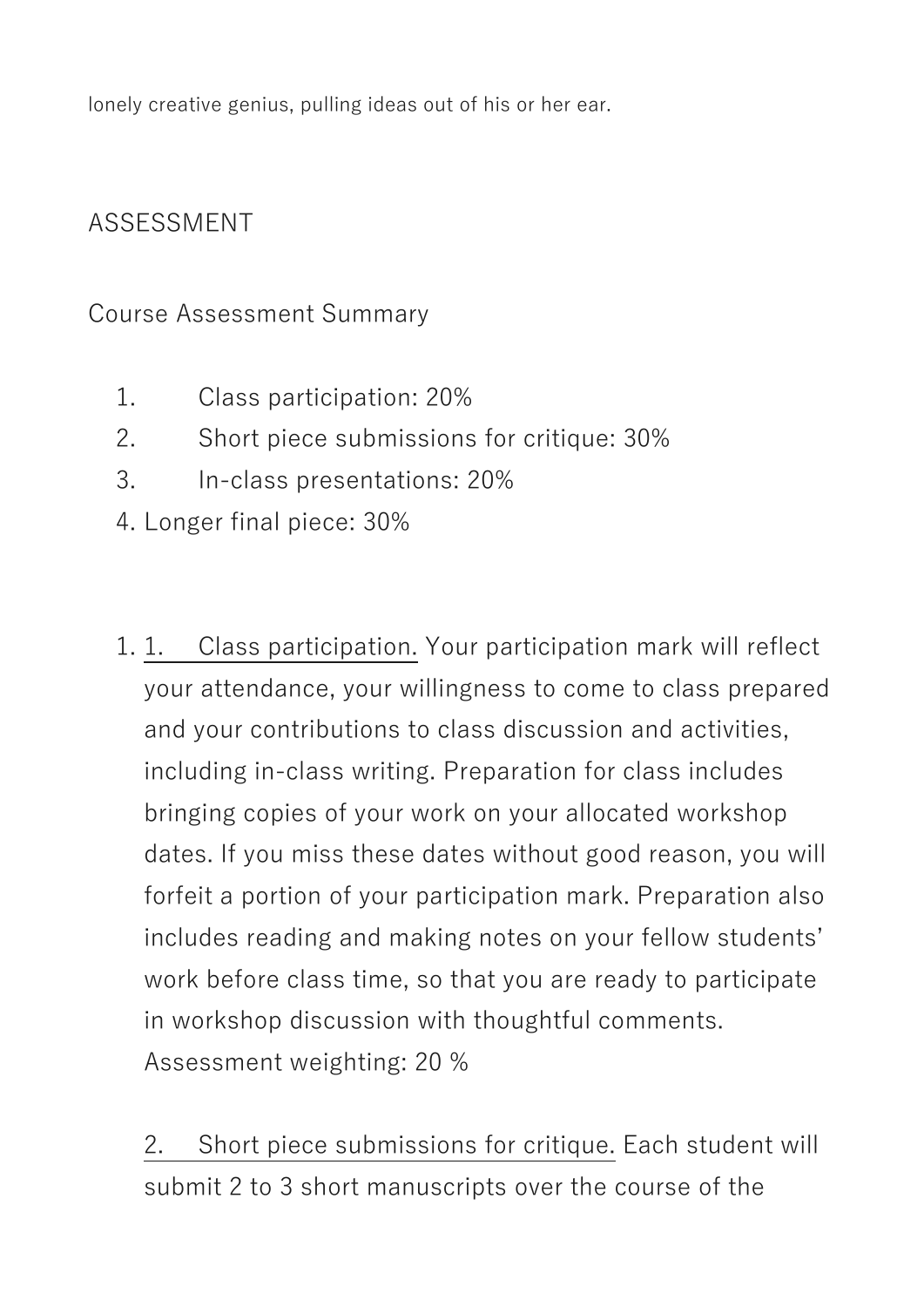lonely creative genius, pulling ideas out of his or her ear.

ASSESSMENT

Course Assessment Summary

1. Class participation: 20%
2. Short piece submissions for critique: 30%
3. In-class presentations: 20%
4. Longer final piece: 30%

1. <u>1. Class participation.</u> Your participation mark will reflect your attendance, your willingness to come to class prepared and your contributions to class discussion and activities, including in-class writing. Preparation for class includes bringing copies of your work on your allocated workshop dates. If you miss these dates without good reason, you will forfeit a portion of your participation mark. Preparation also includes reading and making notes on your fellow students' work before class time, so that you are ready to participate in workshop discussion with thoughtful comments. Assessment weighting: 20 %

   <u>2. Short piece submissions for critique.</u> Each student will submit 2 to 3 short manuscripts over the course of the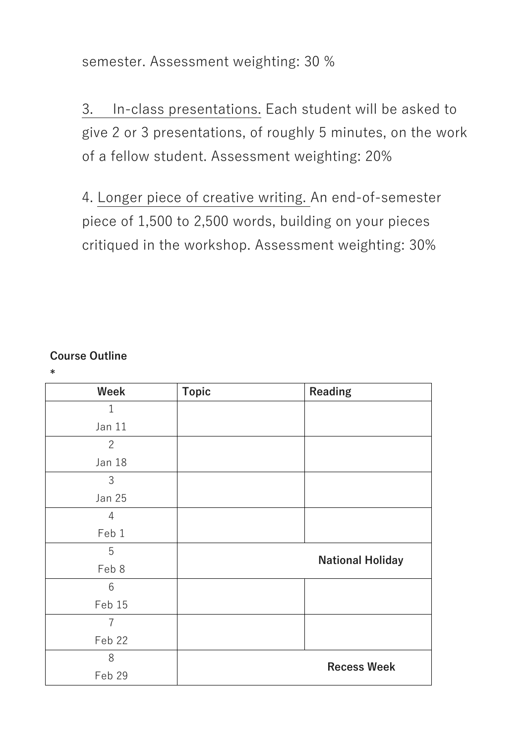semester. Assessment weighting: 30 %

3. In-class presentations. Each student will be asked to give 2 or 3 presentations, of roughly 5 minutes, on the work of a fellow student. Assessment weighting: 20%

4. Longer piece of creative writing. An end-of-semester piece of 1,500 to 2,500 words, building on your pieces critiqued in the workshop. Assessment weighting: 30%

**Course Outline**

*

| Week | Topic | Reading |
|---|---|---|
| 1<br>Jan 11 | | |
| 2<br>Jan 18 | | |
| 3<br>Jan 25 | | |
| 4<br>Feb 1 | | |
| 5<br>Feb 8 | **National Holiday** | |
| 6<br>Feb 15 | | |
| 7<br>Feb 22 | | |
| 8<br>Feb 29 | **Recess Week** | |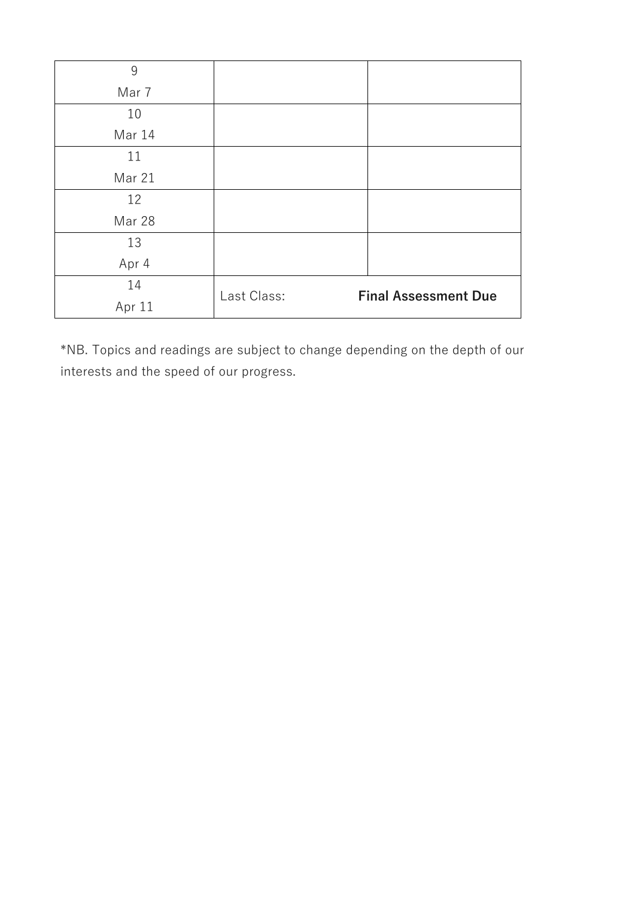| | | |
|---|---|---|
| 9<br>Mar 7 | | |
| 10<br>Mar 14 | | |
| 11<br>Mar 21 | | |
| 12<br>Mar 28 | | |
| 13<br>Apr 4 | | |
| 14<br>Apr 11 | Last Class: | **Final Assessment Due** |

*NB. Topics and readings are subject to change depending on the depth of our interests and the speed of our progress.